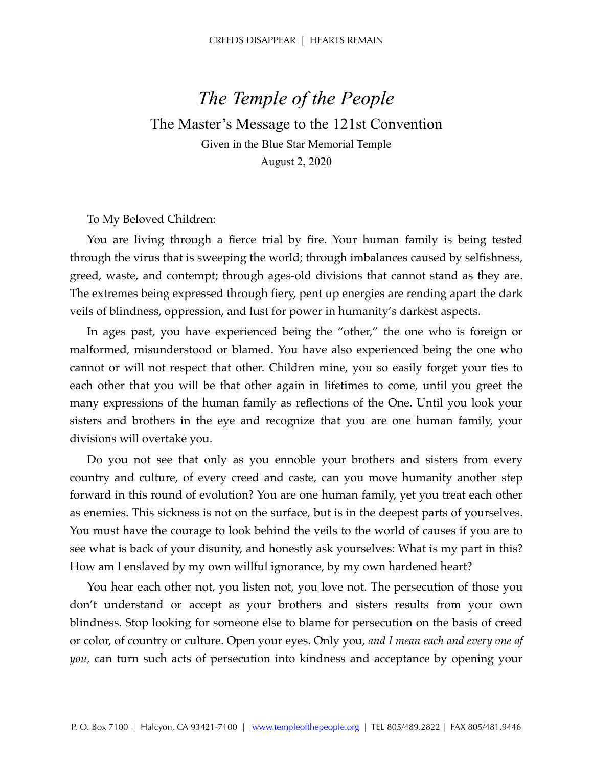# *The Temple of the People*

## The Master's Message to the 121st Convention

Given in the Blue Star Memorial Temple

August 2, 2020

To My Beloved Children:

You are living through a fierce trial by fire. Your human family is being tested through the virus that is sweeping the world; through imbalances caused by selfishness, greed, waste, and contempt; through ages-old divisions that cannot stand as they are. The extremes being expressed through fiery, pent up energies are rending apart the dark veils of blindness, oppression, and lust for power in humanity's darkest aspects.

In ages past, you have experienced being the "other," the one who is foreign or malformed, misunderstood or blamed. You have also experienced being the one who cannot or will not respect that other. Children mine, you so easily forget your ties to each other that you will be that other again in lifetimes to come, until you greet the many expressions of the human family as reflections of the One. Until you look your sisters and brothers in the eye and recognize that you are one human family, your divisions will overtake you.

Do you not see that only as you ennoble your brothers and sisters from every country and culture, of every creed and caste, can you move humanity another step forward in this round of evolution? You are one human family, yet you treat each other as enemies. This sickness is not on the surface, but is in the deepest parts of yourselves. You must have the courage to look behind the veils to the world of causes if you are to see what is back of your disunity, and honestly ask yourselves: What is my part in this? How am I enslaved by my own willful ignorance, by my own hardened heart?

You hear each other not, you listen not, you love not. The persecution of those you don't understand or accept as your brothers and sisters results from your own blindness. Stop looking for someone else to blame for persecution on the basis of creed or color, of country or culture. Open your eyes. Only you, *and I mean each and every one of you,* can turn such acts of persecution into kindness and acceptance by opening your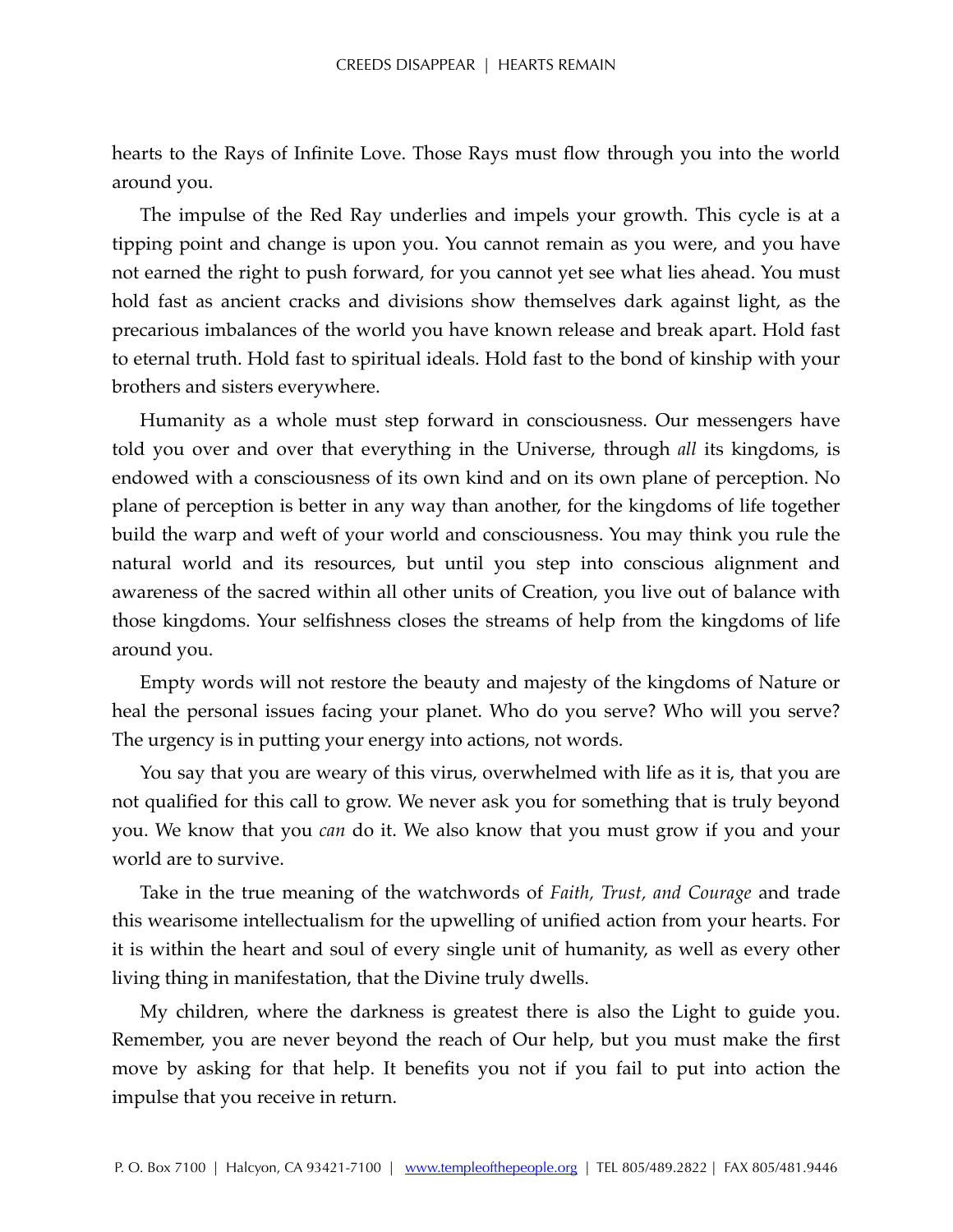hearts to the Rays of Infinite Love. Those Rays must flow through you into the world around you.

The impulse of the Red Ray underlies and impels your growth. This cycle is at a tipping point and change is upon you. You cannot remain as you were, and you have not earned the right to push forward, for you cannot yet see what lies ahead. You must hold fast as ancient cracks and divisions show themselves dark against light, as the precarious imbalances of the world you have known release and break apart. Hold fast to eternal truth. Hold fast to spiritual ideals. Hold fast to the bond of kinship with your brothers and sisters everywhere.

Humanity as a whole must step forward in consciousness. Our messengers have told you over and over that everything in the Universe, through *all* its kingdoms, is endowed with a consciousness of its own kind and on its own plane of perception. No plane of perception is better in any way than another, for the kingdoms of life together build the warp and weft of your world and consciousness. You may think you rule the natural world and its resources, but until you step into conscious alignment and awareness of the sacred within all other units of Creation, you live out of balance with those kingdoms. Your selfishness closes the streams of help from the kingdoms of life around you.

Empty words will not restore the beauty and majesty of the kingdoms of Nature or heal the personal issues facing your planet. Who do you serve? Who will you serve? The urgency is in putting your energy into actions, not words.

You say that you are weary of this virus, overwhelmed with life as it is, that you are not qualified for this call to grow. We never ask you for something that is truly beyond you. We know that you *can* do it. We also know that you must grow if you and your world are to survive.

Take in the true meaning of the watchwords of *Faith, Trust, and Courage* and trade this wearisome intellectualism for the upwelling of unified action from your hearts. For it is within the heart and soul of every single unit of humanity, as well as every other living thing in manifestation, that the Divine truly dwells.

My children, where the darkness is greatest there is also the Light to guide you. Remember, you are never beyond the reach of Our help, but you must make the first move by asking for that help. It benefits you not if you fail to put into action the impulse that you receive in return.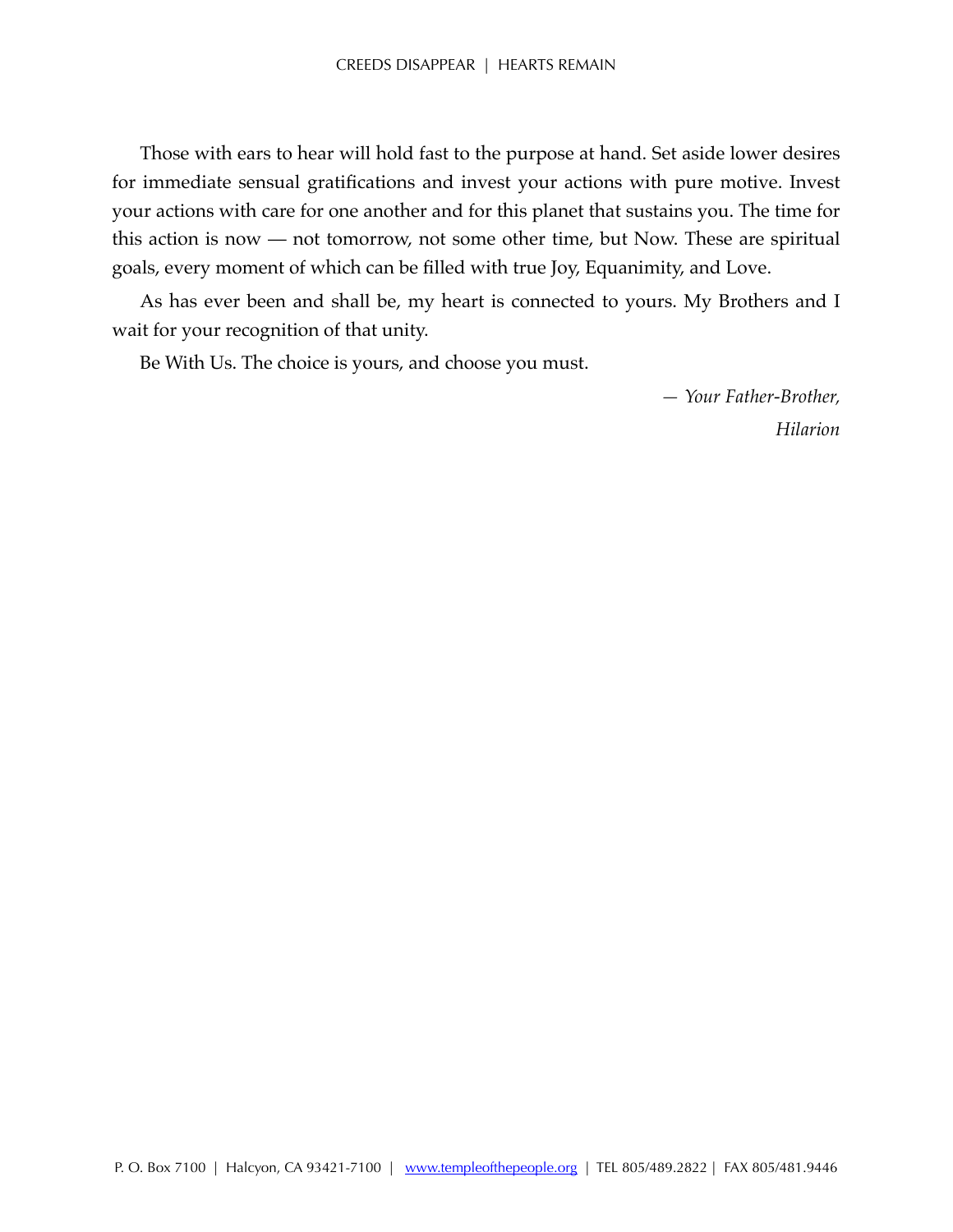Those with ears to hear will hold fast to the purpose at hand. Set aside lower desires for immediate sensual gratifications and invest your actions with pure motive. Invest your actions with care for one another and for this planet that sustains you. The time for this action is now — not tomorrow, not some other time, but Now. These are spiritual goals, every moment of which can be filled with true Joy, Equanimity, and Love.

As has ever been and shall be, my heart is connected to yours. My Brothers and I wait for your recognition of that unity.

Be With Us. The choice is yours, and choose you must.

*— Your Father-Brother,*

*Hilarion*

P. O. Box 7100 | Halcyon, CA 93421-7100 | www.templeofthepeople.org | TEL 805/489.2822 | FAX 805/481.9446